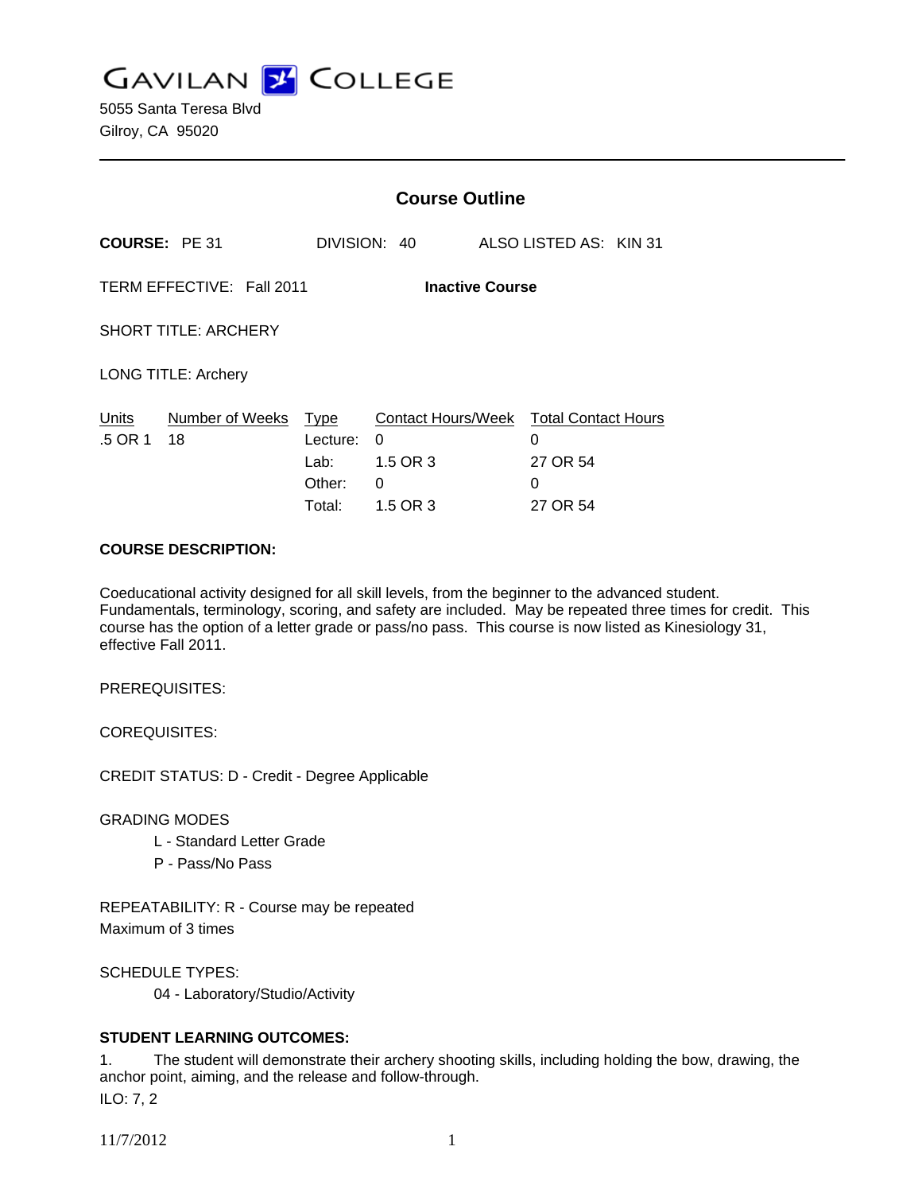# GAVILAN COLLEGE

5055 Santa Teresa Blvd
Gilroy, CA 95020

---

## Course Outline

**COURSE:** PE 31 DIVISION: 40 ALSO LISTED AS: KIN 31

TERM EFFECTIVE: Fall 2011 **Inactive Course**

SHORT TITLE: ARCHERY

LONG TITLE: Archery

| Units | Number of Weeks | Type | Contact Hours/Week | Total Contact Hours |
|---|---|---|---|---|
| .5 OR 1 | 18 | Lecture: | 0 | 0 |
| | | Lab: | 1.5 OR 3 | 27 OR 54 |
| | | Other: | 0 | 0 |
| | | Total: | 1.5 OR 3 | 27 OR 54 |

**COURSE DESCRIPTION:**

Coeducational activity designed for all skill levels, from the beginner to the advanced student. Fundamentals, terminology, scoring, and safety are included. May be repeated three times for credit. This course has the option of a letter grade or pass/no pass. This course is now listed as Kinesiology 31, effective Fall 2011.

PREREQUISITES:

COREQUISITES:

CREDIT STATUS: D - Credit - Degree Applicable

GRADING MODES

L - Standard Letter Grade
P - Pass/No Pass

REPEATABILITY: R - Course may be repeated
Maximum of 3 times

SCHEDULE TYPES:

04 - Laboratory/Studio/Activity

**STUDENT LEARNING OUTCOMES:**

1. The student will demonstrate their archery shooting skills, including holding the bow, drawing, the anchor point, aiming, and the release and follow-through.
ILO: 7, 2

11/7/2012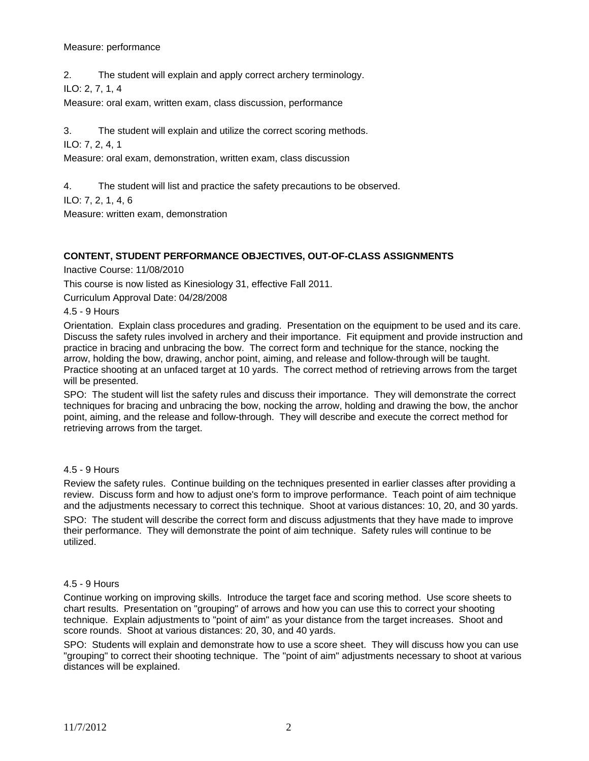Measure: performance

2. The student will explain and apply correct archery terminology.

ILO: 2, 7, 1, 4

Measure: oral exam, written exam, class discussion, performance

3. The student will explain and utilize the correct scoring methods.

ILO: 7, 2, 4, 1

Measure: oral exam, demonstration, written exam, class discussion

4. The student will list and practice the safety precautions to be observed.

ILO: 7, 2, 1, 4, 6

Measure: written exam, demonstration

**CONTENT, STUDENT PERFORMANCE OBJECTIVES, OUT-OF-CLASS ASSIGNMENTS**

Inactive Course: 11/08/2010

This course is now listed as Kinesiology 31, effective Fall 2011.

Curriculum Approval Date: 04/28/2008

4.5 - 9 Hours

Orientation. Explain class procedures and grading. Presentation on the equipment to be used and its care. Discuss the safety rules involved in archery and their importance. Fit equipment and provide instruction and practice in bracing and unbracing the bow. The correct form and technique for the stance, nocking the arrow, holding the bow, drawing, anchor point, aiming, and release and follow-through will be taught. Practice shooting at an unfaced target at 10 yards. The correct method of retrieving arrows from the target will be presented.

SPO: The student will list the safety rules and discuss their importance. They will demonstrate the correct techniques for bracing and unbracing the bow, nocking the arrow, holding and drawing the bow, the anchor point, aiming, and the release and follow-through. They will describe and execute the correct method for retrieving arrows from the target.

4.5 - 9 Hours

Review the safety rules. Continue building on the techniques presented in earlier classes after providing a review. Discuss form and how to adjust one's form to improve performance. Teach point of aim technique and the adjustments necessary to correct this technique. Shoot at various distances: 10, 20, and 30 yards.

SPO: The student will describe the correct form and discuss adjustments that they have made to improve their performance. They will demonstrate the point of aim technique. Safety rules will continue to be utilized.

4.5 - 9 Hours

Continue working on improving skills. Introduce the target face and scoring method. Use score sheets to chart results. Presentation on "grouping" of arrows and how you can use this to correct your shooting technique. Explain adjustments to "point of aim" as your distance from the target increases. Shoot and score rounds. Shoot at various distances: 20, 30, and 40 yards.

SPO: Students will explain and demonstrate how to use a score sheet. They will discuss how you can use "grouping" to correct their shooting technique. The "point of aim" adjustments necessary to shoot at various distances will be explained.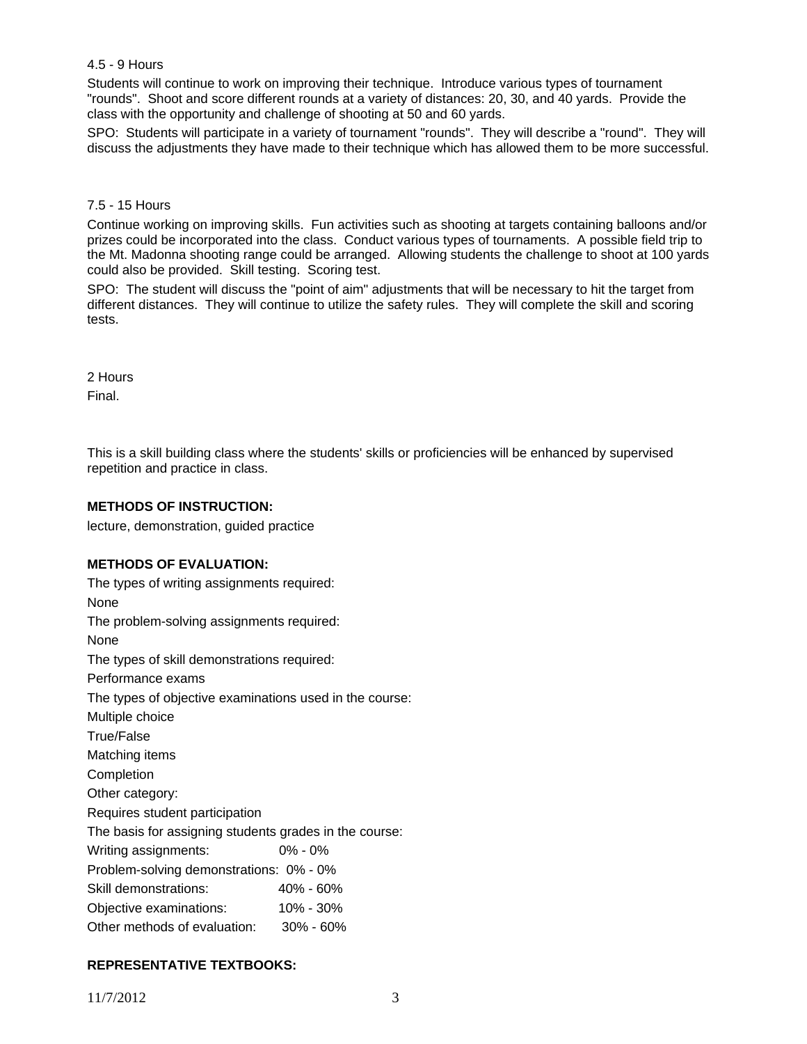4.5 - 9 Hours

Students will continue to work on improving their technique. Introduce various types of tournament "rounds". Shoot and score different rounds at a variety of distances: 20, 30, and 40 yards. Provide the class with the opportunity and challenge of shooting at 50 and 60 yards.

SPO: Students will participate in a variety of tournament "rounds". They will describe a "round". They will discuss the adjustments they have made to their technique which has allowed them to be more successful.

7.5 - 15 Hours

Continue working on improving skills. Fun activities such as shooting at targets containing balloons and/or prizes could be incorporated into the class. Conduct various types of tournaments. A possible field trip to the Mt. Madonna shooting range could be arranged. Allowing students the challenge to shoot at 100 yards could also be provided. Skill testing. Scoring test.

SPO: The student will discuss the "point of aim" adjustments that will be necessary to hit the target from different distances. They will continue to utilize the safety rules. They will complete the skill and scoring tests.

2 Hours

Final.

This is a skill building class where the students' skills or proficiencies will be enhanced by supervised repetition and practice in class.

**METHODS OF INSTRUCTION:**

lecture, demonstration, guided practice

**METHODS OF EVALUATION:**

The types of writing assignments required:

None

The problem-solving assignments required:

None

The types of skill demonstrations required:

Performance exams

The types of objective examinations used in the course:

Multiple choice

True/False

Matching items

Completion

Other category:

Requires student participation

The basis for assigning students grades in the course:

| | |
|---|---|
| Writing assignments: | 0% - 0% |
| Problem-solving demonstrations: | 0% - 0% |
| Skill demonstrations: | 40% - 60% |
| Objective examinations: | 10% - 30% |
| Other methods of evaluation: | 30% - 60% |

**REPRESENTATIVE TEXTBOOKS:**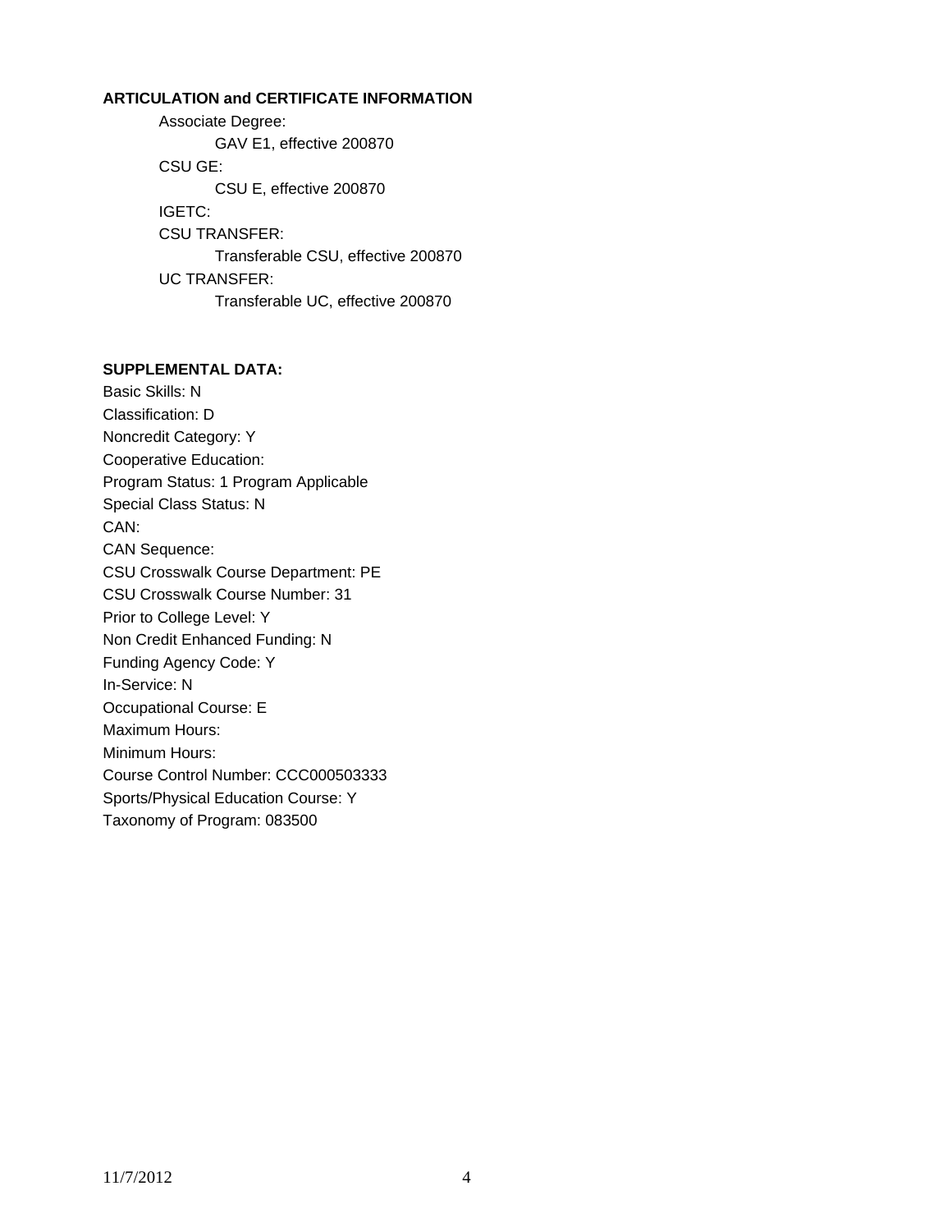**ARTICULATION and CERTIFICATE INFORMATION**

Associate Degree:

GAV E1, effective 200870

CSU GE:

CSU E, effective 200870

IGETC:

CSU TRANSFER:

Transferable CSU, effective 200870

UC TRANSFER:

Transferable UC, effective 200870

**SUPPLEMENTAL DATA:**

Basic Skills: N
Classification: D
Noncredit Category: Y
Cooperative Education:
Program Status: 1 Program Applicable
Special Class Status: N
CAN:
CAN Sequence:
CSU Crosswalk Course Department: PE
CSU Crosswalk Course Number: 31
Prior to College Level: Y
Non Credit Enhanced Funding: N
Funding Agency Code: Y
In-Service: N
Occupational Course: E
Maximum Hours:
Minimum Hours:
Course Control Number: CCC000503333
Sports/Physical Education Course: Y
Taxonomy of Program: 083500